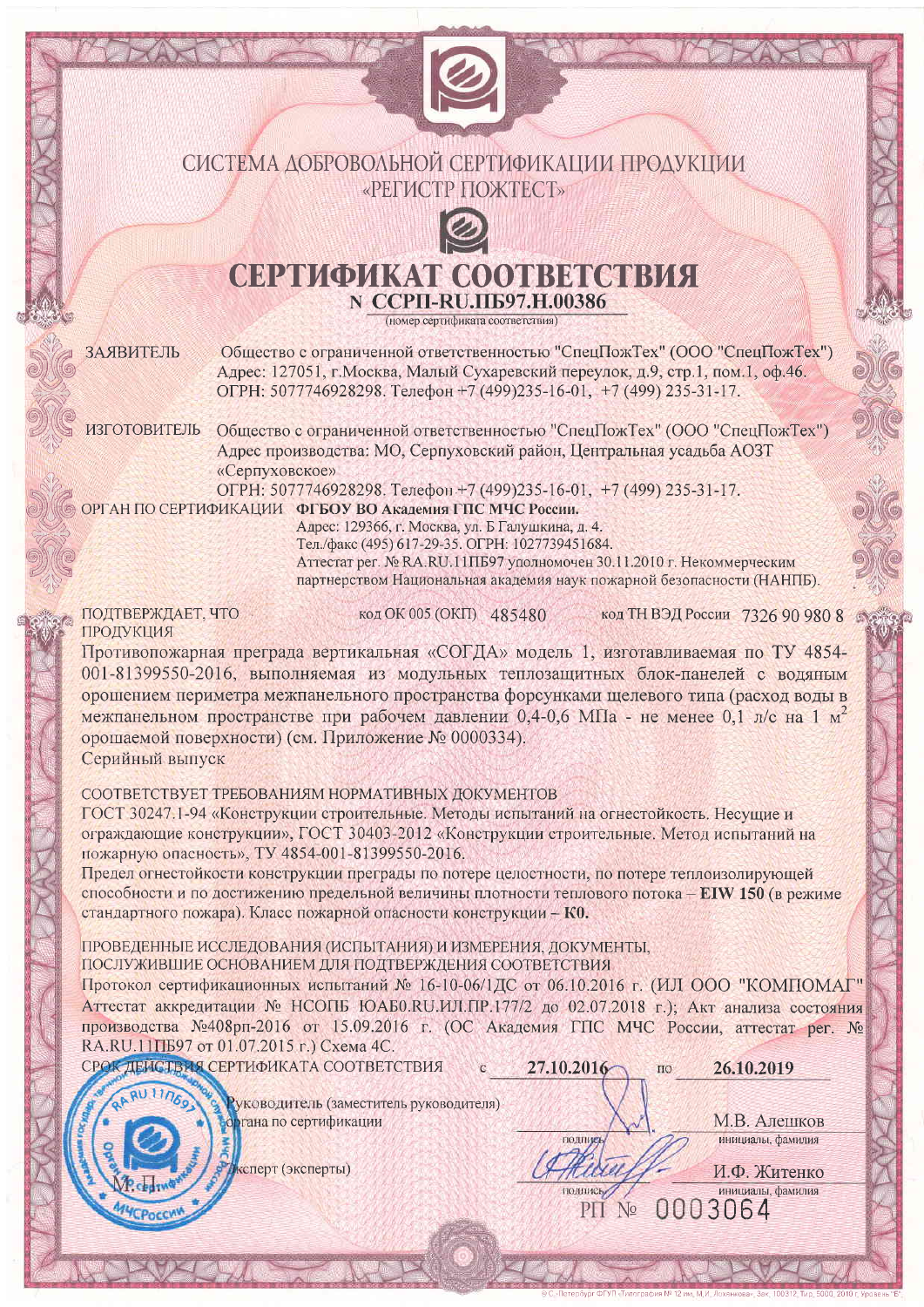# СИСТЕМА ДОБРОВОЛЬНОЙ СЕРТИФИКАЦИИ ПРОДУКЦИИ «РЕГИСТР ПОЖТЕСТ»

# СЕРТИФИКАТ СООТВЕТСТВИЯ

**N ССРП-RU.ПБ97.Н.00386**

(номер сертификата соответствия)

**ЗАЯВИТЕЛЬ** Общество с ограниченной ответственностью "СпецПожТех" (ООО "СпецПожТех") Адрес: 127051, г.Москва, Малый Сухаревский переулок, д.9, стр.1, пом.1, оф.46. ОГРН: 5077746928298. Телефон +7 (499)235-16-01, +7 (499) 235-31-17.

**ИЗГОТОВИТЕЛЬ** Общество с ограниченной ответственностью "СпецПожТех" (ООО "СпецПожТех") Адрес производства: МО, Серпуховский район, Центральная усадьба АОЗТ «Серпуховское» ОГРН: 5077746928298. Телефон +7 (499)235-16-01, +7 (499) 235-31-17.

**ОРГАН ПО СЕРТИФИКАЦИИ** **ФГБОУ ВО Академия ГПС МЧС России.** Адрес: 129366, г. Москва, ул. Б Галушкина, д. 4. Тел./факс (495) 617-29-35. ОГРН: 1027739451684. Аттестат рег. № RA.RU.11ПБ97 уполномочен 30.11.2010 г. Некоммерческим партнерством Национальная академия наук пожарной безопасности (НАНПБ).

**ПОДТВЕРЖДАЕТ, ЧТО ПРОДУКЦИЯ** код ОК 005 (ОКП) 485480 код ТН ВЭД России 7326 90 980 8

Противопожарная преграда вертикальная «СОГДА» модель 1, изготавливаемая по ТУ 4854-001-81399550-2016, выполняемая из модульных теплозащитных блок-панелей с водяным орошением периметра межпанельного пространства форсунками щелевого типа (расход воды в межпанельном пространстве при рабочем давлении 0,4-0,6 МПа - не менее 0,1 л/с на 1 м$^2$ орошаемой поверхности) (см. Приложение № 0000334).
Серийный выпуск

**СООТВЕТСТВУЕТ ТРЕБОВАНИЯМ НОРМАТИВНЫХ ДОКУМЕНТОВ**

ГОСТ 30247.1-94 «Конструкции строительные. Методы испытаний на огнестойкость. Несущие и ограждающие конструкции», ГОСТ 30403-2012 «Конструкции строительные. Метод испытаний на пожарную опасность», ТУ 4854-001-81399550-2016.
Предел огнестойкости конструкции преграды по потере целостности, по потере теплоизолирующей способности и по достижению предельной величины плотности теплового потока – **EIW 150** (в режиме стандартного пожара). Класс пожарной опасности конструкции – **К0.**

**ПРОВЕДЕННЫЕ ИССЛЕДОВАНИЯ (ИСПЫТАНИЯ) И ИЗМЕРЕНИЯ, ДОКУМЕНТЫ, ПОСЛУЖИВШИЕ ОСНОВАНИЕМ ДЛЯ ПОДТВЕРЖДЕНИЯ СООТВЕТСТВИЯ**

Протокол сертификационных испытаний № 16-10-06/1ДС от 06.10.2016 г. (ИЛ ООО "КОМПОМАГ" Аттестат аккредитации № НСОПБ ЮАБ0.RU.ИЛ.ПР.177/2 до 02.07.2018 г.); Акт анализа состояния производства №408рп-2016 от 15.09.2016 г. (ОС Академия ГПС МЧС России, аттестат рег. № RA.RU.11ПБ97 от 01.07.2015 г.) Схема 4С.

**СРОК ДЕЙСТВИЯ СЕРТИФИКАТА СООТВЕТСТВИЯ** с **27.10.2016** по **26.10.2019**

Руководитель (заместитель руководителя) органа по сертификации — подпись — М.В. Алешков (инициалы, фамилия)

Эксперт (эксперты) — подпись — И.Ф. Житенко (инициалы, фамилия)

М.П.

РП № 0003064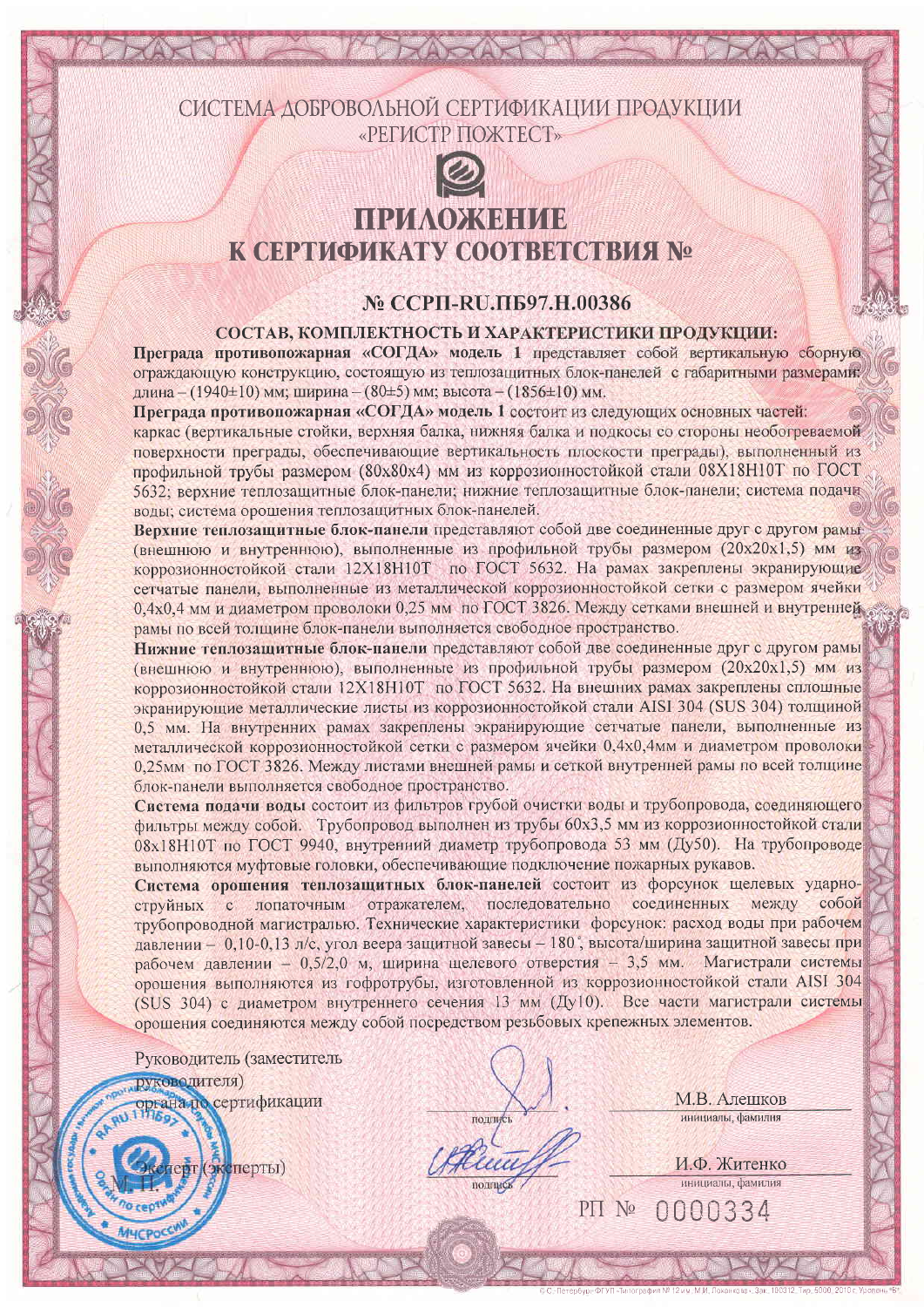СИСТЕМА ДОБРОВОЛЬНОЙ СЕРТИФИКАЦИИ ПРОДУКЦИИ
«РЕГИСТР ПОЖТЕСТ»

# ПРИЛОЖЕНИЕ
# К СЕРТИФИКАТУ СООТВЕТСТВИЯ №

## № ССРП-RU.ПБ97.Н.00386

### СОСТАВ, КОМПЛЕКТНОСТЬ И ХАРАКТЕРИСТИКИ ПРОДУКЦИИ:

**Преграда противопожарная «СОГДА» модель 1** представляет собой вертикальную сборную ограждающую конструкцию, состоящую из теплозащитных блок-панелей с габаритными размерами: длина – (1940±10) мм; ширина – (80±5) мм; высота – (1856±10) мм.

**Преграда противопожарная «СОГДА» модель 1** состоит из следующих основных частей: каркас (вертикальные стойки, верхняя балка, нижняя балка и подкосы со стороны необогреваемой поверхности преграды, обеспечивающие вертикальность плоскости преграды), выполненный из профильной трубы размером (80х80х4) мм из коррозионностойкой стали 08Х18Н10Т по ГОСТ 5632; верхние теплозащитные блок-панели; нижние теплозащитные блок-панели; система подачи воды; система орошения теплозащитных блок-панелей.

**Верхние теплозащитные блок-панели** представляют собой две соединенные друг с другом рамы (внешнюю и внутреннюю), выполненные из профильной трубы размером (20х20х1,5) мм из коррозионностойкой стали 12Х18Н10Т по ГОСТ 5632. На рамах закреплены экранирующие сетчатые панели, выполненные из металлической коррозионностойкой сетки с размером ячейки 0,4х0,4 мм и диаметром проволоки 0,25 мм по ГОСТ 3826. Между сетками внешней и внутренней рамы по всей толщине блок-панели выполняется свободное пространство.

**Нижние теплозащитные блок-панели** представляют собой две соединенные друг с другом рамы (внешнюю и внутреннюю), выполненные из профильной трубы размером (20х20х1,5) мм из коррозионностойкой стали 12Х18Н10Т по ГОСТ 5632. На внешних рамах закреплены сплошные экранирующие металлические листы из коррозионностойкой стали AISI 304 (SUS 304) толщиной 0,5 мм. На внутренних рамах закреплены экранирующие сетчатые панели, выполненные из металлической коррозионностойкой сетки с размером ячейки 0,4х0,4мм и диаметром проволоки 0,25мм по ГОСТ 3826. Между листами внешней рамы и сеткой внутренней рамы по всей толщине блок-панели выполняется свободное пространство.

**Система подачи воды** состоит из фильтров грубой очистки воды и трубопровода, соединяющего фильтры между собой. Трубопровод выполнен из трубы 60х3,5 мм из коррозионностойкой стали 08х18Н10Т по ГОСТ 9940, внутренний диаметр трубопровода 53 мм (Ду50). На трубопроводе выполняются муфтовые головки, обеспечивающие подключение пожарных рукавов.

**Система орошения теплозащитных блок-панелей** состоит из форсунок щелевых ударно-струйных с лопаточным отражателем, последовательно соединенных между собой трубопроводной магистралью. Технические характеристики форсунок: расход воды при рабочем давлении – 0,10-0,13 л/с, угол веера защитной завесы – 180°, высота/ширина защитной завесы при рабочем давлении – 0,5/2,0 м, ширина щелевого отверстия – 3,5 мм. Магистрали системы орошения выполняются из гофротрубы, изготовленной из коррозионностойкой стали AISI 304 (SUS 304) с диаметром внутреннего сечения 13 мм (Ду10). Все части магистрали системы орошения соединяются между собой посредством резьбовых крепежных элементов.

Руководитель (заместитель руководителя) органа по сертификации — подпись — М.В. Алешков (инициалы, фамилия)

Эксперт (эксперты) — подпись — И.Ф. Житенко (инициалы, фамилия)

М. П.

РП № 0000334